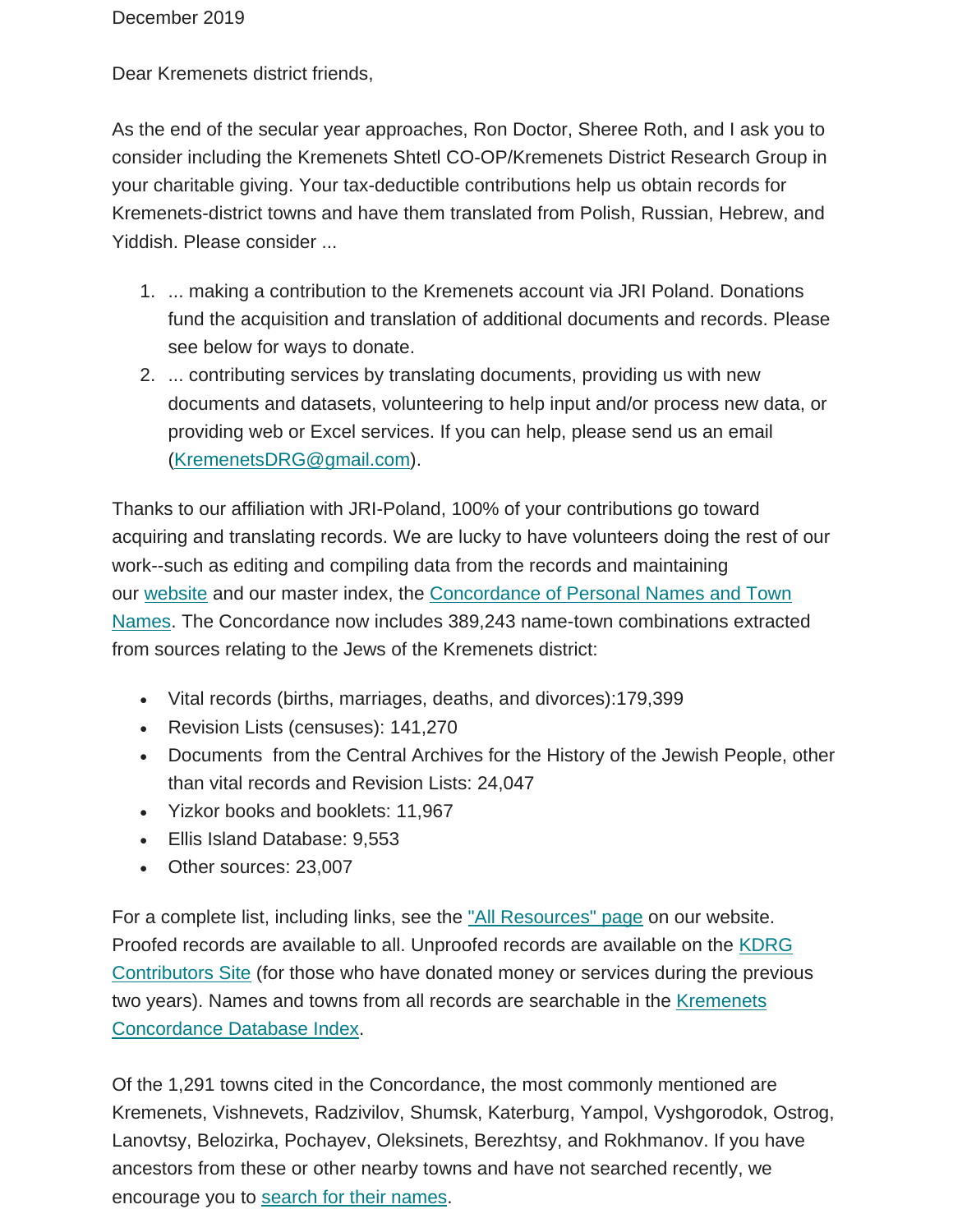December 2019

Dear Kremenets district friends,

As the end of the secular year approaches, Ron Doctor, Sheree Roth, and I ask you to consider including the Kremenets Shtetl CO-OP/Kremenets District Research Group in your charitable giving. Your tax-deductible contributions help us obtain records for Kremenets-district towns and have them translated from Polish, Russian, Hebrew, and Yiddish. Please consider ...

1. ... making a contribution to the Kremenets account via JRI Poland. Donations fund the acquisition and translation of additional documents and records. Please see below for ways to donate.
2. ... contributing services by translating documents, providing us with new documents and datasets, volunteering to help input and/or process new data, or providing web or Excel services. If you can help, please send us an email (KremenetsDRG@gmail.com).

Thanks to our affiliation with JRI-Poland, 100% of your contributions go toward acquiring and translating records. We are lucky to have volunteers doing the rest of our work--such as editing and compiling data from the records and maintaining our website and our master index, the Concordance of Personal Names and Town Names. The Concordance now includes 389,243 name-town combinations extracted from sources relating to the Jews of the Kremenets district:

- Vital records (births, marriages, deaths, and divorces):179,399
- Revision Lists (censuses): 141,270
- Documents from the Central Archives for the History of the Jewish People, other than vital records and Revision Lists: 24,047
- Yizkor books and booklets: 11,967
- Ellis Island Database: 9,553
- Other sources: 23,007

For a complete list, including links, see the "All Resources" page on our website. Proofed records are available to all. Unproofed records are available on the KDRG Contributors Site (for those who have donated money or services during the previous two years). Names and towns from all records are searchable in the Kremenets Concordance Database Index.

Of the 1,291 towns cited in the Concordance, the most commonly mentioned are Kremenets, Vishnevets, Radzivilov, Shumsk, Katerburg, Yampol, Vyshgorodok, Ostrog, Lanovtsy, Belozirka, Pochayev, Oleksinets, Berezhtsy, and Rokhmanov. If you have ancestors from these or other nearby towns and have not searched recently, we encourage you to search for their names.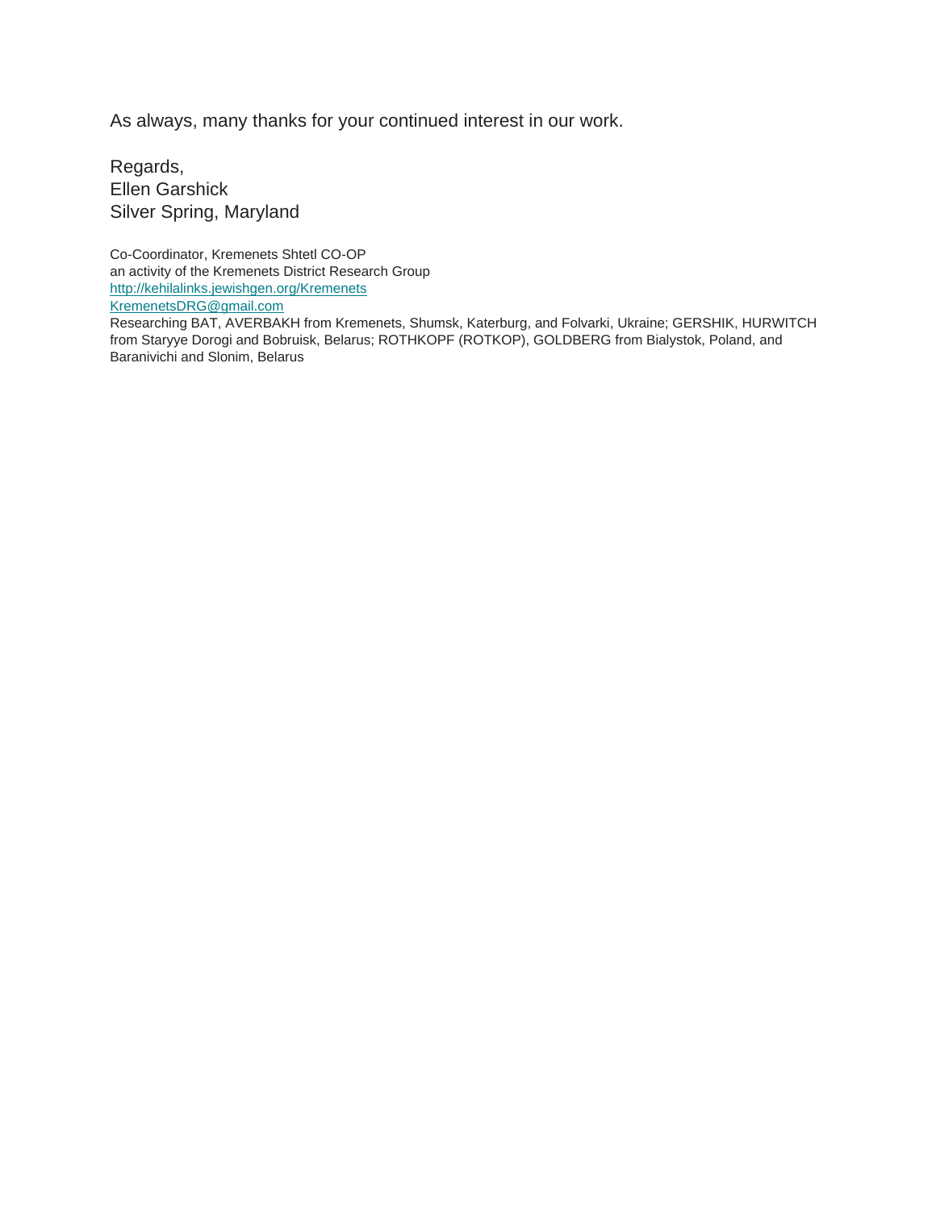As always, many thanks for your continued interest in our work.

Regards,
Ellen Garshick
Silver Spring, Maryland

Co-Coordinator, Kremenets Shtetl CO-OP
an activity of the Kremenets District Research Group
http://kehilalinks.jewishgen.org/Kremenets
KremenetsDRG@gmail.com
Researching BAT, AVERBAKH from Kremenets, Shumsk, Katerburg, and Folvarki, Ukraine; GERSHIK, HURWITCH from Staryye Dorogi and Bobruisk, Belarus; ROTHKOPF (ROTKOP), GOLDBERG from Bialystok, Poland, and Baranivichi and Slonim, Belarus